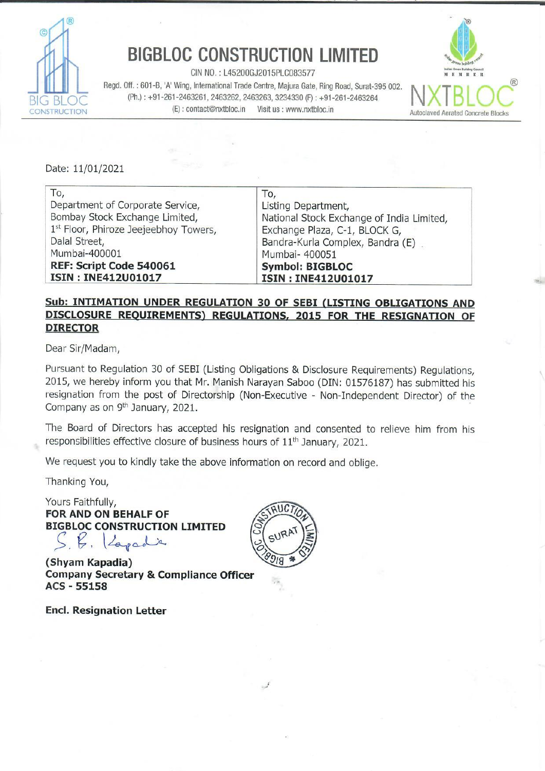# BIGBLOC CONSTRUCTION LIMITED

CIN NO. : L45200GJ2015PLC083577

Regd. Off. : 601-B, 'A' Wing, International Trade Centre, Majura Gate, Ring Road, Surat-395 002.
(Ph.) : +91-261-2463261, 2463262, 2463263, 3234330 (F) : +91-261-2463264
(E) : contact@nxtbloc.in Visit us : www.nxtbloc.in

NXTBLOC — Autoclaved Aerated Concrete Blocks

Date: 11/01/2021

| To, | To, |
|---|---|
| Department of Corporate Service, | Listing Department, |
| Bombay Stock Exchange Limited, | National Stock Exchange of India Limited, |
| 1st Floor, Phiroze Jeejeebhoy Towers, | Exchange Plaza, C-1, BLOCK G, |
| Dalal Street, | Bandra-Kurla Complex, Bandra (E) |
| Mumbai-400001 | Mumbai- 400051 |
| **REF: Script Code 540061** | **Symbol: BIGBLOC** |
| **ISIN : INE412U01017** | **ISIN : INE412U01017** |

**Sub: INTIMATION UNDER REGULATION 30 OF SEBI (LISTING OBLIGATIONS AND DISCLOSURE REQUIREMENTS) REGULATIONS, 2015 FOR THE RESIGNATION OF DIRECTOR**

Dear Sir/Madam,

Pursuant to Regulation 30 of SEBI (Listing Obligations & Disclosure Requirements) Regulations, 2015, we hereby inform you that Mr. Manish Narayan Saboo (DIN: 01576187) has submitted his resignation from the post of Directorship (Non-Executive - Non-Independent Director) of the Company as on 9th January, 2021.

The Board of Directors has accepted his resignation and consented to relieve him from his responsibilities effective closure of business hours of 11th January, 2021.

We request you to kindly take the above information on record and oblige.

Thanking You,

Yours Faithfully,
**FOR AND ON BEHALF OF**
**BIGBLOC CONSTRUCTION LIMITED**

S. B. Kapadia

**(Shyam Kapadia)**
**Company Secretary & Compliance Officer**
**ACS - 55158**

**Encl. Resignation Letter**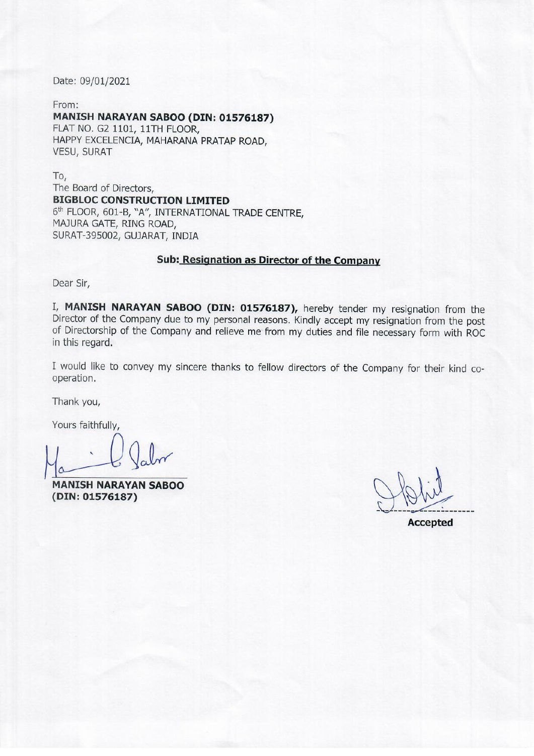Date: 09/01/2021

From:
**MANISH NARAYAN SABOO (DIN: 01576187)**
FLAT NO. G2 1101, 11TH FLOOR,
HAPPY EXCELENCIA, MAHARANA PRATAP ROAD,
VESU, SURAT

To,
The Board of Directors,
**BIGBLOC CONSTRUCTION LIMITED**
6th FLOOR, 601-B, "A", INTERNATIONAL TRADE CENTRE,
MAJURA GATE, RING ROAD,
SURAT-395002, GUJARAT, INDIA

**Sub: Resignation as Director of the Company**

Dear Sir,

I, **MANISH NARAYAN SABOO (DIN: 01576187),** hereby tender my resignation from the Director of the Company due to my personal reasons. Kindly accept my resignation from the post of Directorship of the Company and relieve me from my duties and file necessary form with ROC in this regard.

I would like to convey my sincere thanks to fellow directors of the Company for their kind co-operation.

Thank you,

Yours faithfully,

**MANISH NARAYAN SABOO**
**(DIN: 01576187)**

**Accepted**